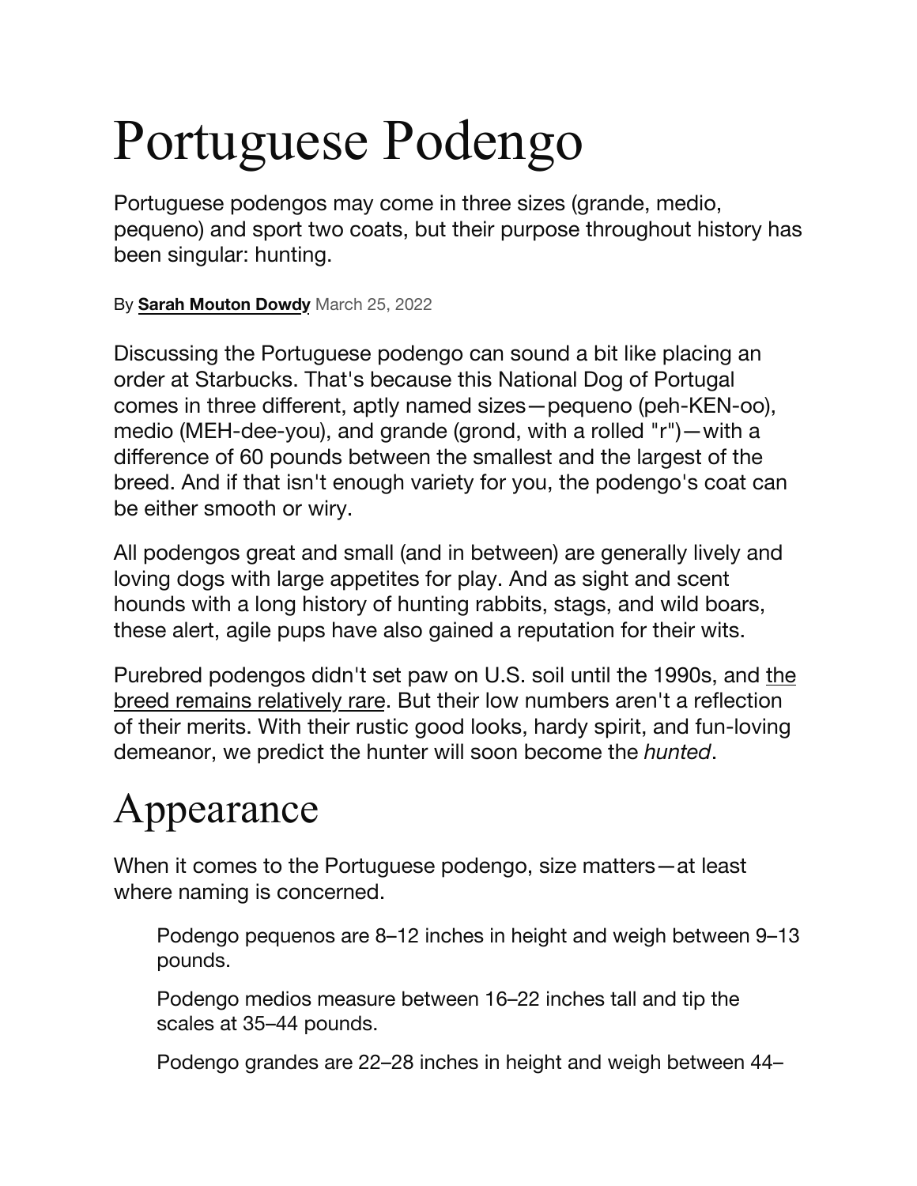# Portuguese Podengo

Portuguese podengos may come in three sizes (grande, medio, pequeno) and sport two coats, but their purpose throughout history has been singular: hunting.

By **Sarah Mouton Dowdy** March 25, 2022

Discussing the Portuguese podengo can sound a bit like placing an order at Starbucks. That's because this National Dog of Portugal comes in three different, aptly named sizes—pequeno (peh-KEN-oo), medio (MEH-dee-you), and grande (grond, with a rolled "r")—with a difference of 60 pounds between the smallest and the largest of the breed. And if that isn't enough variety for you, the podengo's coat can be either smooth or wiry.

All podengos great and small (and in between) are generally lively and loving dogs with large appetites for play. And as sight and scent hounds with a long history of hunting rabbits, stags, and wild boars, these alert, agile pups have also gained a reputation for their wits.

Purebred podengos didn't set paw on U.S. soil until the 1990s, and the breed remains relatively rare. But their low numbers aren't a reflection of their merits. With their rustic good looks, hardy spirit, and fun-loving demeanor, we predict the hunter will soon become the *hunted*.

# Appearance

When it comes to the Portuguese podengo, size matters—at least where naming is concerned.

> Podengo pequenos are 8–12 inches in height and weigh between 9–13 pounds.
>
> Podengo medios measure between 16–22 inches tall and tip the scales at 35–44 pounds.
>
> Podengo grandes are 22–28 inches in height and weigh between 44–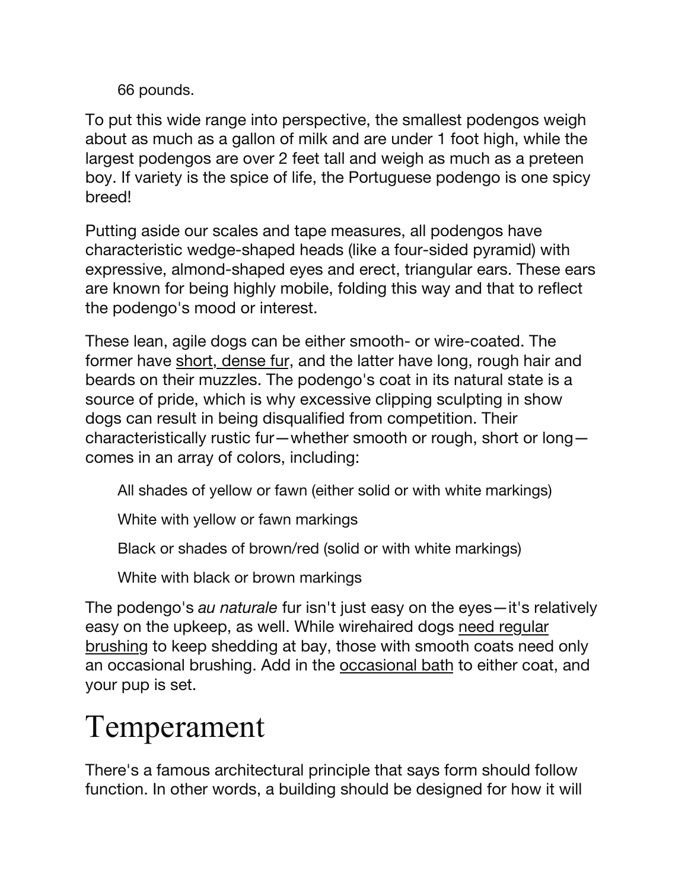- 66 pounds.

To put this wide range into perspective, the smallest podengos weigh about as much as a gallon of milk and are under 1 foot high, while the largest podengos are over 2 feet tall and weigh as much as a preteen boy. If variety is the spice of life, the Portuguese podengo is one spicy breed!

Putting aside our scales and tape measures, all podengos have characteristic wedge-shaped heads (like a four-sided pyramid) with expressive, almond-shaped eyes and erect, triangular ears. These ears are known for being highly mobile, folding this way and that to reflect the podengo's mood or interest.

These lean, agile dogs can be either smooth- or wire-coated. The former have short, dense fur, and the latter have long, rough hair and beards on their muzzles. The podengo's coat in its natural state is a source of pride, which is why excessive clipping sculpting in show dogs can result in being disqualified from competition. Their characteristically rustic fur—whether smooth or rough, short or long—comes in an array of colors, including:

- All shades of yellow or fawn (either solid or with white markings)
- White with yellow or fawn markings
- Black or shades of brown/red (solid or with white markings)
- White with black or brown markings

The podengo's *au naturale* fur isn't just easy on the eyes—it's relatively easy on the upkeep, as well. While wirehaired dogs need regular brushing to keep shedding at bay, those with smooth coats need only an occasional brushing. Add in the occasional bath to either coat, and your pup is set.

# Temperament

There's a famous architectural principle that says form should follow function. In other words, a building should be designed for how it will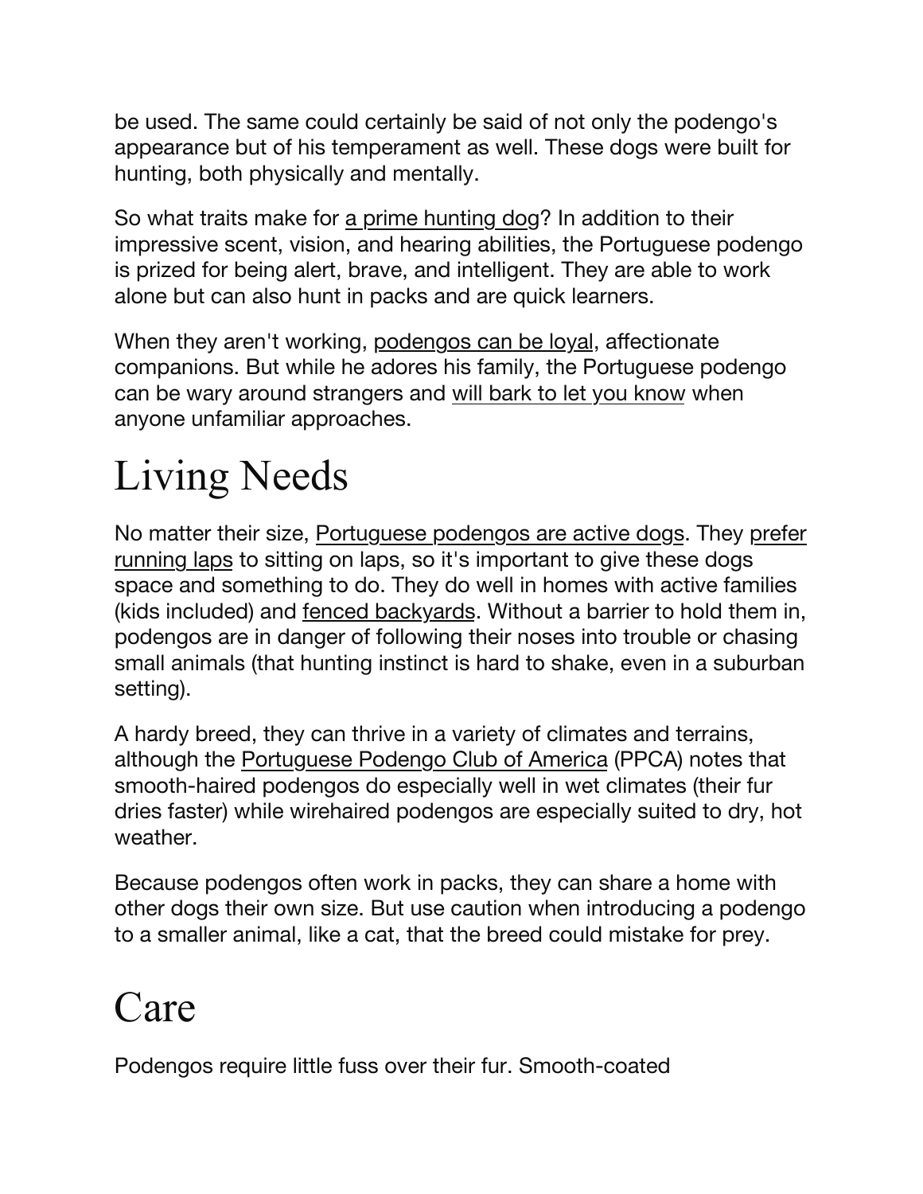be used. The same could certainly be said of not only the podengo's appearance but of his temperament as well. These dogs were built for hunting, both physically and mentally.

So what traits make for a prime hunting dog? In addition to their impressive scent, vision, and hearing abilities, the Portuguese podengo is prized for being alert, brave, and intelligent. They are able to work alone but can also hunt in packs and are quick learners.

When they aren't working, podengos can be loyal, affectionate companions. But while he adores his family, the Portuguese podengo can be wary around strangers and will bark to let you know when anyone unfamiliar approaches.

# Living Needs

No matter their size, Portuguese podengos are active dogs. They prefer running laps to sitting on laps, so it's important to give these dogs space and something to do. They do well in homes with active families (kids included) and fenced backyards. Without a barrier to hold them in, podengos are in danger of following their noses into trouble or chasing small animals (that hunting instinct is hard to shake, even in a suburban setting).

A hardy breed, they can thrive in a variety of climates and terrains, although the Portuguese Podengo Club of America (PPCA) notes that smooth-haired podengos do especially well in wet climates (their fur dries faster) while wirehaired podengos are especially suited to dry, hot weather.

Because podengos often work in packs, they can share a home with other dogs their own size. But use caution when introducing a podengo to a smaller animal, like a cat, that the breed could mistake for prey.

# Care

Podengos require little fuss over their fur. Smooth-coated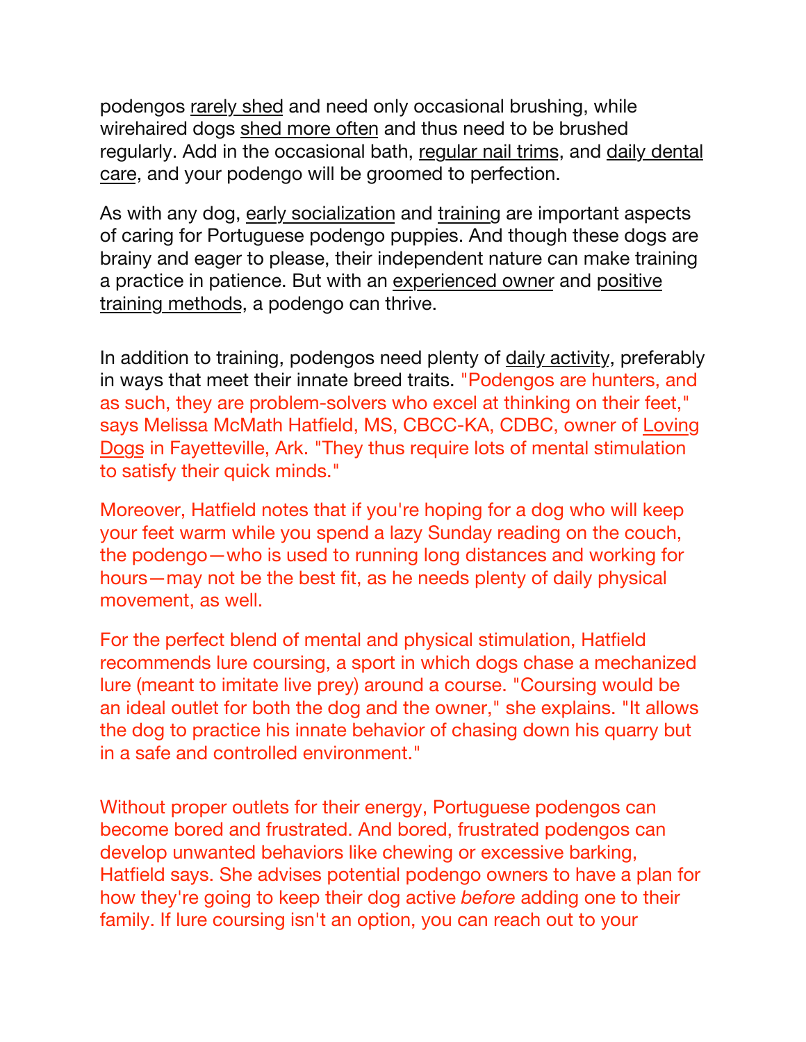podengos rarely shed and need only occasional brushing, while wirehaired dogs shed more often and thus need to be brushed regularly. Add in the occasional bath, regular nail trims, and daily dental care, and your podengo will be groomed to perfection.

As with any dog, early socialization and training are important aspects of caring for Portuguese podengo puppies. And though these dogs are brainy and eager to please, their independent nature can make training a practice in patience. But with an experienced owner and positive training methods, a podengo can thrive.

In addition to training, podengos need plenty of daily activity, preferably in ways that meet their innate breed traits. "Podengos are hunters, and as such, they are problem-solvers who excel at thinking on their feet," says Melissa McMath Hatfield, MS, CBCC-KA, CDBC, owner of Loving Dogs in Fayetteville, Ark. "They thus require lots of mental stimulation to satisfy their quick minds."

Moreover, Hatfield notes that if you're hoping for a dog who will keep your feet warm while you spend a lazy Sunday reading on the couch, the podengo—who is used to running long distances and working for hours—may not be the best fit, as he needs plenty of daily physical movement, as well.

For the perfect blend of mental and physical stimulation, Hatfield recommends lure coursing, a sport in which dogs chase a mechanized lure (meant to imitate live prey) around a course. "Coursing would be an ideal outlet for both the dog and the owner," she explains. "It allows the dog to practice his innate behavior of chasing down his quarry but in a safe and controlled environment."

Without proper outlets for their energy, Portuguese podengos can become bored and frustrated. And bored, frustrated podengos can develop unwanted behaviors like chewing or excessive barking, Hatfield says. She advises potential podengo owners to have a plan for how they're going to keep their dog active *before* adding one to their family. If lure coursing isn't an option, you can reach out to your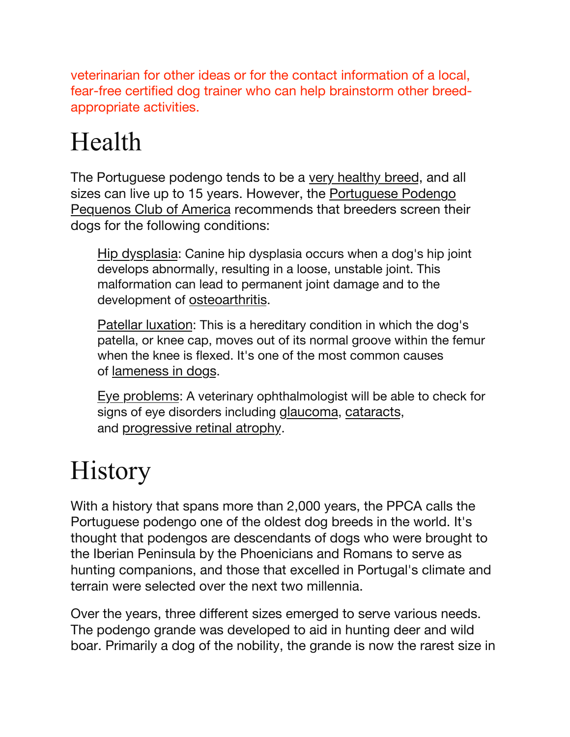veterinarian for other ideas or for the contact information of a local, fear-free certified dog trainer who can help brainstorm other breed-appropriate activities.

# Health

The Portuguese podengo tends to be a very healthy breed, and all sizes can live up to 15 years. However, the Portuguese Podengo Pequenos Club of America recommends that breeders screen their dogs for the following conditions:

> Hip dysplasia: Canine hip dysplasia occurs when a dog's hip joint develops abnormally, resulting in a loose, unstable joint. This malformation can lead to permanent joint damage and to the development of osteoarthritis.
>
> Patellar luxation: This is a hereditary condition in which the dog's patella, or knee cap, moves out of its normal groove within the femur when the knee is flexed. It's one of the most common causes of lameness in dogs.
>
> Eye problems: A veterinary ophthalmologist will be able to check for signs of eye disorders including glaucoma, cataracts, and progressive retinal atrophy.

# History

With a history that spans more than 2,000 years, the PPCA calls the Portuguese podengo one of the oldest dog breeds in the world. It's thought that podengos are descendants of dogs who were brought to the Iberian Peninsula by the Phoenicians and Romans to serve as hunting companions, and those that excelled in Portugal's climate and terrain were selected over the next two millennia.

Over the years, three different sizes emerged to serve various needs. The podengo grande was developed to aid in hunting deer and wild boar. Primarily a dog of the nobility, the grande is now the rarest size in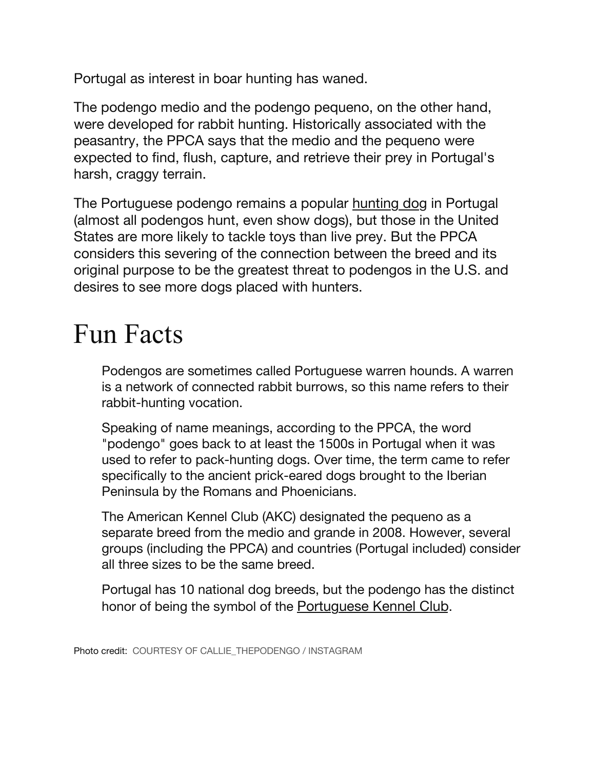Portugal as interest in boar hunting has waned.

The podengo medio and the podengo pequeno, on the other hand, were developed for rabbit hunting. Historically associated with the peasantry, the PPCA says that the medio and the pequeno were expected to find, flush, capture, and retrieve their prey in Portugal's harsh, craggy terrain.

The Portuguese podengo remains a popular hunting dog in Portugal (almost all podengos hunt, even show dogs), but those in the United States are more likely to tackle toys than live prey. But the PPCA considers this severing of the connection between the breed and its original purpose to be the greatest threat to podengos in the U.S. and desires to see more dogs placed with hunters.

# Fun Facts

Podengos are sometimes called Portuguese warren hounds. A warren is a network of connected rabbit burrows, so this name refers to their rabbit-hunting vocation.

Speaking of name meanings, according to the PPCA, the word "podengo" goes back to at least the 1500s in Portugal when it was used to refer to pack-hunting dogs. Over time, the term came to refer specifically to the ancient prick-eared dogs brought to the Iberian Peninsula by the Romans and Phoenicians.

The American Kennel Club (AKC) designated the pequeno as a separate breed from the medio and grande in 2008. However, several groups (including the PPCA) and countries (Portugal included) consider all three sizes to be the same breed.

Portugal has 10 national dog breeds, but the podengo has the distinct honor of being the symbol of the Portuguese Kennel Club.

Photo credit: COURTESY OF CALLIE_THEPODENGO / INSTAGRAM